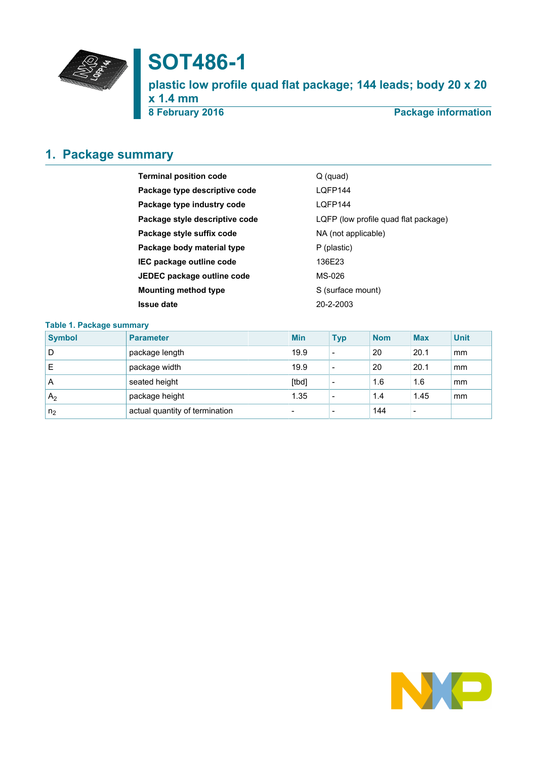# SOT486-1

## plastic low profile quad flat package; 144 leads; body 20 x 20 x 1.4 mm

**8 February 2016** | **Package information**

## 1. Package summary

| | |
|---|---|
| **Terminal position code** | Q (quad) |
| **Package type descriptive code** | LQFP144 |
| **Package type industry code** | LQFP144 |
| **Package style descriptive code** | LQFP (low profile quad flat package) |
| **Package style suffix code** | NA (not applicable) |
| **Package body material type** | P (plastic) |
| **IEC package outline code** | 136E23 |
| **JEDEC package outline code** | MS-026 |
| **Mounting method type** | S (surface mount) |
| **Issue date** | 20-2-2003 |

**Table 1. Package summary**

| Symbol | Parameter | Min | Typ | Nom | Max | Unit |
|---|---|---|---|---|---|---|
| D | package length | 19.9 | - | 20 | 20.1 | mm |
| E | package width | 19.9 | - | 20 | 20.1 | mm |
| A | seated height | [tbd] | - | 1.6 | 1.6 | mm |
| $A_2$ | package height | 1.35 | - | 1.4 | 1.45 | mm |
| $n_2$ | actual quantity of termination | - | - | 144 | - | |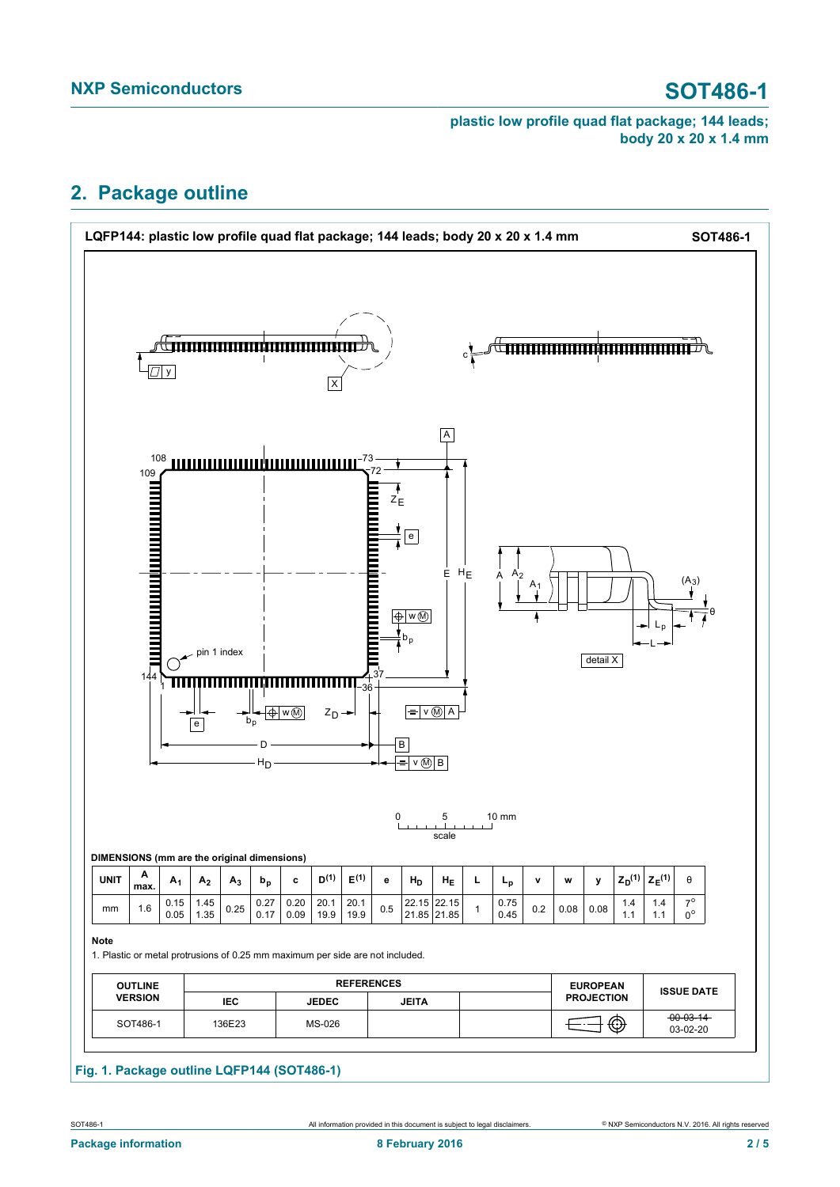## 2. Package outline

**LQFP144: plastic low profile quad flat package; 144 leads; body 20 x 20 x 1.4 mm** SOT486-1

**DIMENSIONS (mm are the original dimensions)**

| UNIT | A max. | $A_1$ | $A_2$ | $A_3$ | $b_p$ | c | $D^{(1)}$ | $E^{(1)}$ | e | $H_D$ | $H_E$ | L | $L_p$ | v | w | y | $Z_D^{(1)}$ | $Z_E^{(1)}$ | θ |
|---|---|---|---|---|---|---|---|---|---|---|---|---|---|---|---|---|---|---|---|
| mm | 1.6 | 0.15<br>0.05 | 1.45<br>1.35 | 0.25 | 0.27<br>0.17 | 0.20<br>0.09 | 20.1<br>19.9 | 20.1<br>19.9 | 0.5 | 22.15<br>21.85 | 22.15<br>21.85 | 1 | 0.75<br>0.45 | 0.2 | 0.08 | 0.08 | 1.4<br>1.1 | 1.4<br>1.1 | 7°<br>0° |

**Note**

1. Plastic or metal protrusions of 0.25 mm maximum per side are not included.

| OUTLINE VERSION | REFERENCES | | | | EUROPEAN PROJECTION | ISSUE DATE |
|---|---|---|---|---|---|---|
| | IEC | JEDEC | JEITA | | | |
| SOT486-1 | 136E23 | MS-026 | | | | ~~00-03-14~~<br>03-02-20 |

**Fig. 1. Package outline LQFP144 (SOT486-1)**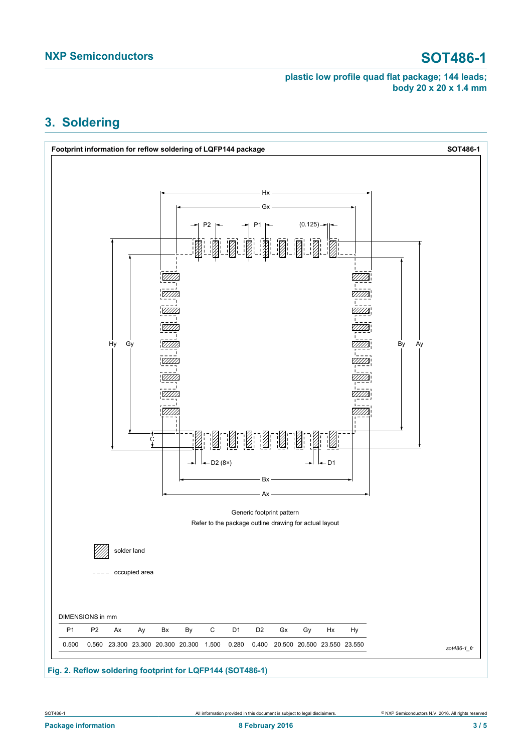## 3. Soldering

**Footprint information for reflow soldering of LQFP144 package** SOT486-1

Generic footprint pattern

Refer to the package outline drawing for actual layout

solder land

occupied area

DIMENSIONS in mm

| P1 | P2 | Ax | Ay | Bx | By | C | D1 | D2 | Gx | Gy | Hx | Hy |
|---|---|---|---|---|---|---|---|---|---|---|---|---|
| 0.500 | 0.560 | 23.300 | 23.300 | 20.300 | 20.300 | 1.500 | 0.280 | 0.400 | 20.500 | 20.500 | 23.550 | 23.550 |

sot486-1_fr

**Fig. 2. Reflow soldering footprint for LQFP144 (SOT486-1)**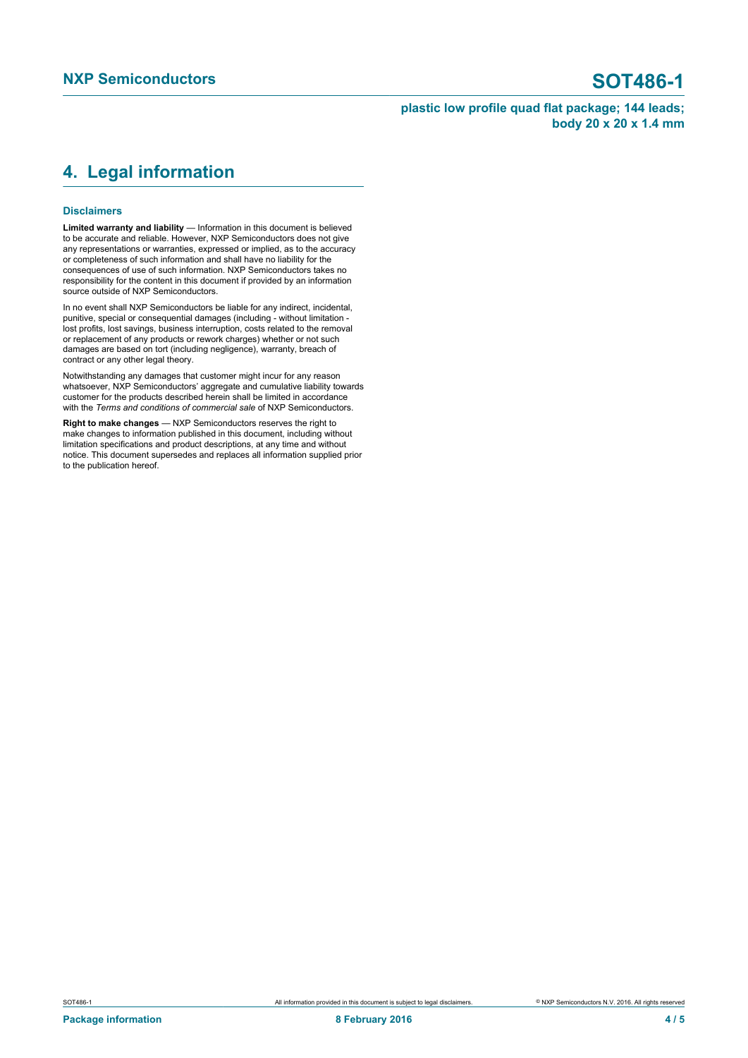## 4. Legal information

### Disclaimers

**Limited warranty and liability** — Information in this document is believed to be accurate and reliable. However, NXP Semiconductors does not give any representations or warranties, expressed or implied, as to the accuracy or completeness of such information and shall have no liability for the consequences of use of such information. NXP Semiconductors takes no responsibility for the content in this document if provided by an information source outside of NXP Semiconductors.

In no event shall NXP Semiconductors be liable for any indirect, incidental, punitive, special or consequential damages (including - without limitation - lost profits, lost savings, business interruption, costs related to the removal or replacement of any products or rework charges) whether or not such damages are based on tort (including negligence), warranty, breach of contract or any other legal theory.

Notwithstanding any damages that customer might incur for any reason whatsoever, NXP Semiconductors' aggregate and cumulative liability towards customer for the products described herein shall be limited in accordance with the *Terms and conditions of commercial sale* of NXP Semiconductors.

**Right to make changes** — NXP Semiconductors reserves the right to make changes to information published in this document, including without limitation specifications and product descriptions, at any time and without notice. This document supersedes and replaces all information supplied prior to the publication hereof.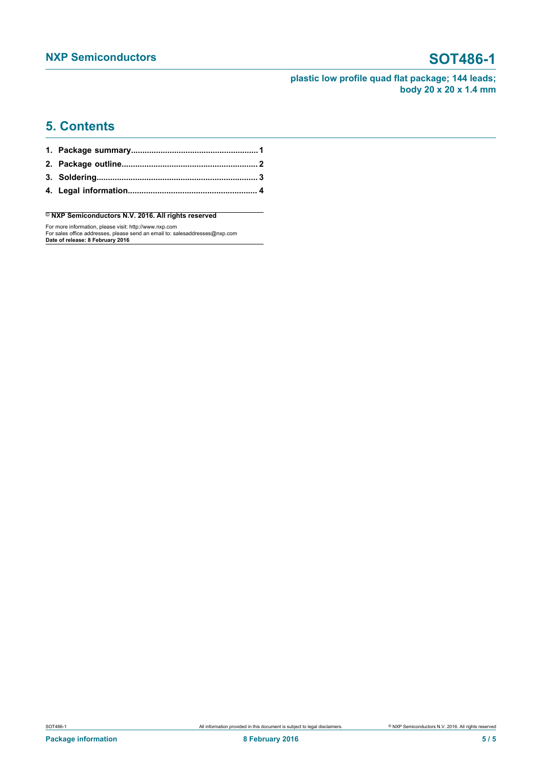## 5. Contents

1. **Package summary** ....................................................... 1
2. **Package outline** ........................................................... 2
3. **Soldering** ...................................................................... 3
4. **Legal information** ........................................................ 4

**© NXP Semiconductors N.V. 2016. All rights reserved**

For more information, please visit: http://www.nxp.com
For sales office addresses, please send an email to: salesaddresses@nxp.com
**Date of release: 8 February 2016**